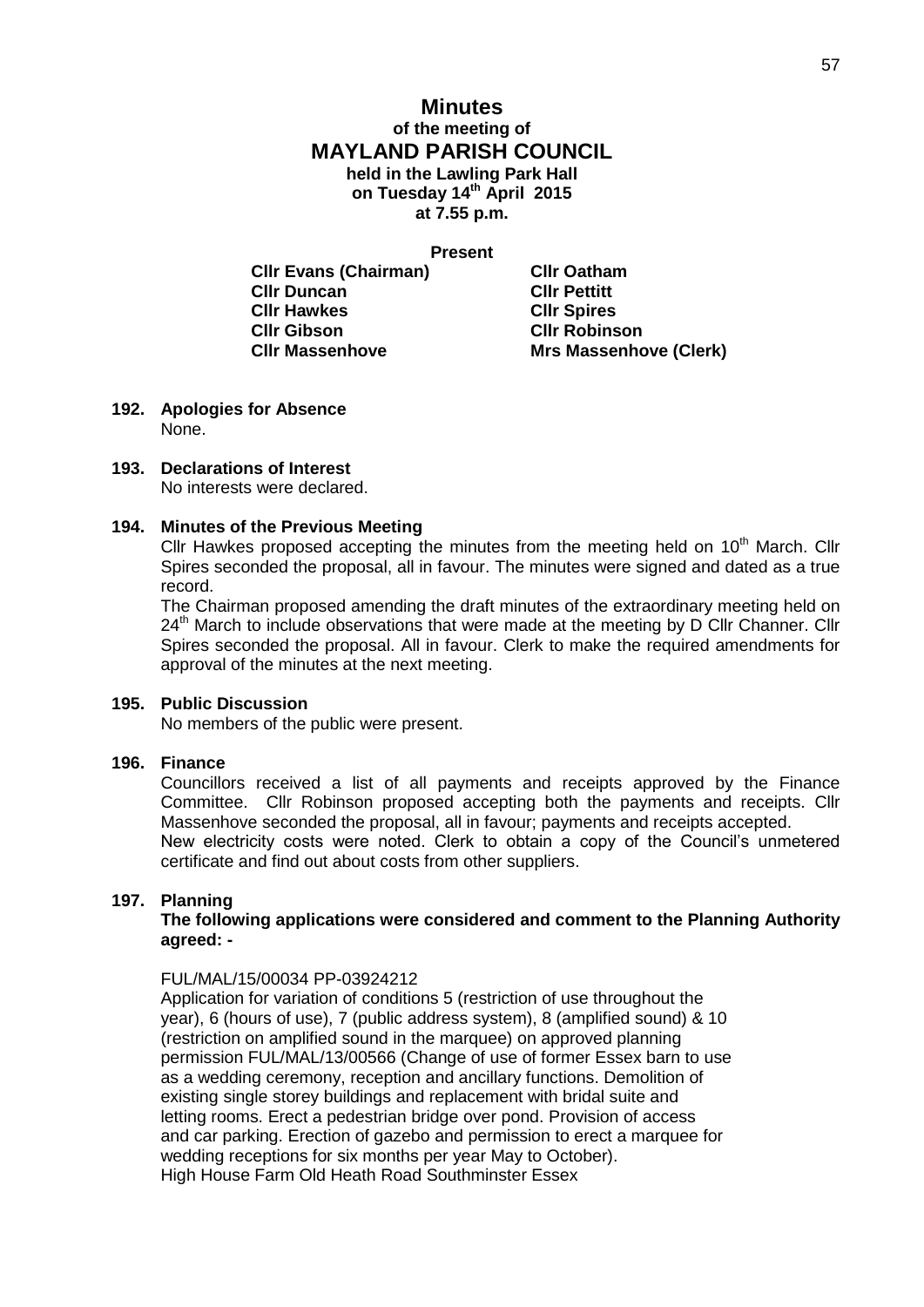# Minutes

## of the meeting of

# MAYLAND PARISH COUNCIL

**held in the Lawling Park Hall**
**on Tuesday 14th April 2015**
**at 7.55 p.m.**

**Present**

| | |
|---|---|
| **Cllr Evans (Chairman)** | **Cllr Oatham** |
| **Cllr Duncan** | **Cllr Pettitt** |
| **Cllr Hawkes** | **Cllr Spires** |
| **Cllr Gibson** | **Cllr Robinson** |
| **Cllr Massenhove** | **Mrs Massenhove (Clerk)** |

**192. Apologies for Absence**

None.

**193. Declarations of Interest**

No interests were declared.

**194. Minutes of the Previous Meeting**

Cllr Hawkes proposed accepting the minutes from the meeting held on 10th March. Cllr Spires seconded the proposal, all in favour. The minutes were signed and dated as a true record.

The Chairman proposed amending the draft minutes of the extraordinary meeting held on 24th March to include observations that were made at the meeting by D Cllr Channer. Cllr Spires seconded the proposal. All in favour. Clerk to make the required amendments for approval of the minutes at the next meeting.

**195. Public Discussion**

No members of the public were present.

**196. Finance**

Councillors received a list of all payments and receipts approved by the Finance Committee. Cllr Robinson proposed accepting both the payments and receipts. Cllr Massenhove seconded the proposal, all in favour; payments and receipts accepted.

New electricity costs were noted. Clerk to obtain a copy of the Council's unmetered certificate and find out about costs from other suppliers.

**197. Planning**

**The following applications were considered and comment to the Planning Authority agreed: -**

FUL/MAL/15/00034 PP-03924212

Application for variation of conditions 5 (restriction of use throughout the year), 6 (hours of use), 7 (public address system), 8 (amplified sound) & 10 (restriction on amplified sound in the marquee) on approved planning permission FUL/MAL/13/00566 (Change of use of former Essex barn to use as a wedding ceremony, reception and ancillary functions. Demolition of existing single storey buildings and replacement with bridal suite and letting rooms. Erect a pedestrian bridge over pond. Provision of access and car parking. Erection of gazebo and permission to erect a marquee for wedding receptions for six months per year May to October).

High House Farm Old Heath Road Southminster Essex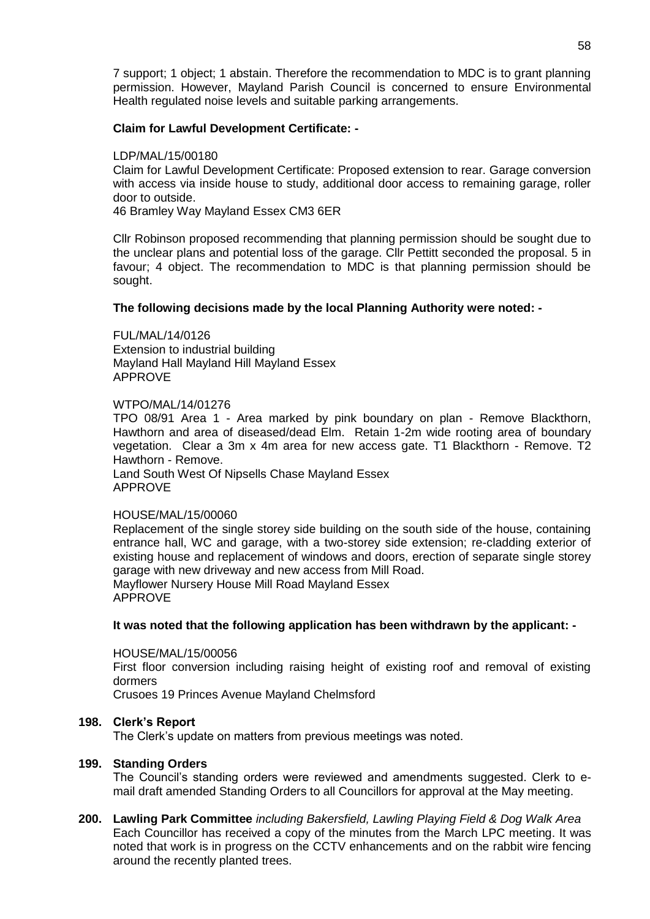7 support; 1 object; 1 abstain. Therefore the recommendation to MDC is to grant planning permission. However, Mayland Parish Council is concerned to ensure Environmental Health regulated noise levels and suitable parking arrangements.

**Claim for Lawful Development Certificate: -**

LDP/MAL/15/00180
Claim for Lawful Development Certificate: Proposed extension to rear. Garage conversion with access via inside house to study, additional door access to remaining garage, roller door to outside.
46 Bramley Way Mayland Essex CM3 6ER

Cllr Robinson proposed recommending that planning permission should be sought due to the unclear plans and potential loss of the garage. Cllr Pettitt seconded the proposal. 5 in favour; 4 object. The recommendation to MDC is that planning permission should be sought.

**The following decisions made by the local Planning Authority were noted: -**

FUL/MAL/14/0126
Extension to industrial building
Mayland Hall Mayland Hill Mayland Essex
APPROVE

WTPO/MAL/14/01276
TPO 08/91 Area 1 - Area marked by pink boundary on plan - Remove Blackthorn, Hawthorn and area of diseased/dead Elm. Retain 1-2m wide rooting area of boundary vegetation. Clear a 3m x 4m area for new access gate. T1 Blackthorn - Remove. T2 Hawthorn - Remove.
Land South West Of Nipsells Chase Mayland Essex
APPROVE

HOUSE/MAL/15/00060
Replacement of the single storey side building on the south side of the house, containing entrance hall, WC and garage, with a two-storey side extension; re-cladding exterior of existing house and replacement of windows and doors, erection of separate single storey garage with new driveway and new access from Mill Road.
Mayflower Nursery House Mill Road Mayland Essex
APPROVE

**It was noted that the following application has been withdrawn by the applicant: -**

HOUSE/MAL/15/00056
First floor conversion including raising height of existing roof and removal of existing dormers
Crusoes 19 Princes Avenue Mayland Chelmsford

**198. Clerk's Report**

The Clerk's update on matters from previous meetings was noted.

**199. Standing Orders**

The Council's standing orders were reviewed and amendments suggested. Clerk to e-mail draft amended Standing Orders to all Councillors for approval at the May meeting.

**200. Lawling Park Committee** *including Bakersfield, Lawling Playing Field & Dog Walk Area*

Each Councillor has received a copy of the minutes from the March LPC meeting. It was noted that work is in progress on the CCTV enhancements and on the rabbit wire fencing around the recently planted trees.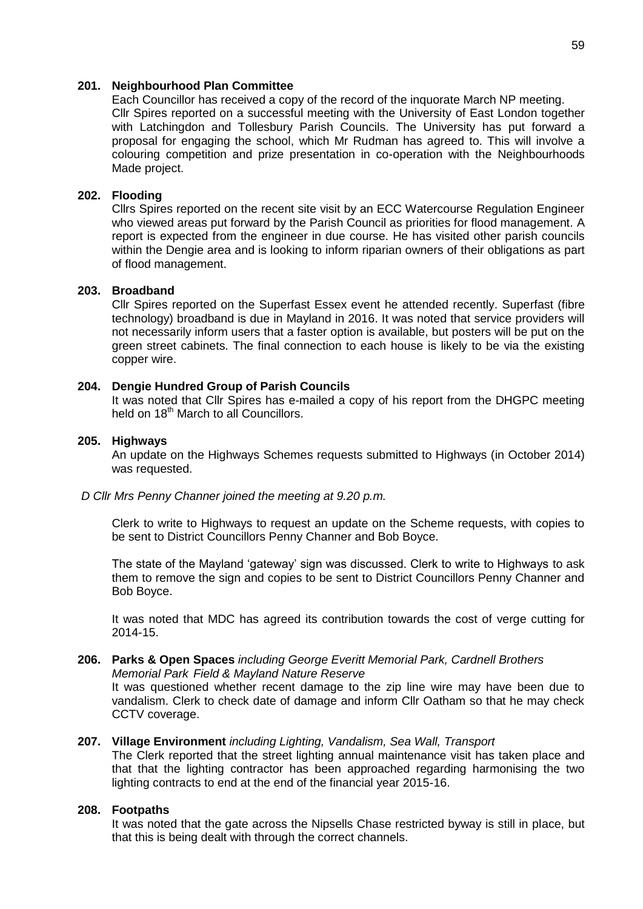**201. Neighbourhood Plan Committee**

Each Councillor has received a copy of the record of the inquorate March NP meeting. Cllr Spires reported on a successful meeting with the University of East London together with Latchingdon and Tollesbury Parish Councils. The University has put forward a proposal for engaging the school, which Mr Rudman has agreed to. This will involve a colouring competition and prize presentation in co-operation with the Neighbourhoods Made project.

**202. Flooding**

Cllrs Spires reported on the recent site visit by an ECC Watercourse Regulation Engineer who viewed areas put forward by the Parish Council as priorities for flood management. A report is expected from the engineer in due course. He has visited other parish councils within the Dengie area and is looking to inform riparian owners of their obligations as part of flood management.

**203. Broadband**

Cllr Spires reported on the Superfast Essex event he attended recently. Superfast (fibre technology) broadband is due in Mayland in 2016. It was noted that service providers will not necessarily inform users that a faster option is available, but posters will be put on the green street cabinets. The final connection to each house is likely to be via the existing copper wire.

**204. Dengie Hundred Group of Parish Councils**

It was noted that Cllr Spires has e-mailed a copy of his report from the DHGPC meeting held on 18th March to all Councillors.

**205. Highways**

An update on the Highways Schemes requests submitted to Highways (in October 2014) was requested.

*D Cllr Mrs Penny Channer joined the meeting at 9.20 p.m.*

Clerk to write to Highways to request an update on the Scheme requests, with copies to be sent to District Councillors Penny Channer and Bob Boyce.

The state of the Mayland 'gateway' sign was discussed. Clerk to write to Highways to ask them to remove the sign and copies to be sent to District Councillors Penny Channer and Bob Boyce.

It was noted that MDC has agreed its contribution towards the cost of verge cutting for 2014-15.

**206. Parks & Open Spaces** *including George Everitt Memorial Park, Cardnell Brothers Memorial Park Field & Mayland Nature Reserve*

It was questioned whether recent damage to the zip line wire may have been due to vandalism. Clerk to check date of damage and inform Cllr Oatham so that he may check CCTV coverage.

**207. Village Environment** *including Lighting, Vandalism, Sea Wall, Transport*

The Clerk reported that the street lighting annual maintenance visit has taken place and that that the lighting contractor has been approached regarding harmonising the two lighting contracts to end at the end of the financial year 2015-16.

**208. Footpaths**

It was noted that the gate across the Nipsells Chase restricted byway is still in place, but that this is being dealt with through the correct channels.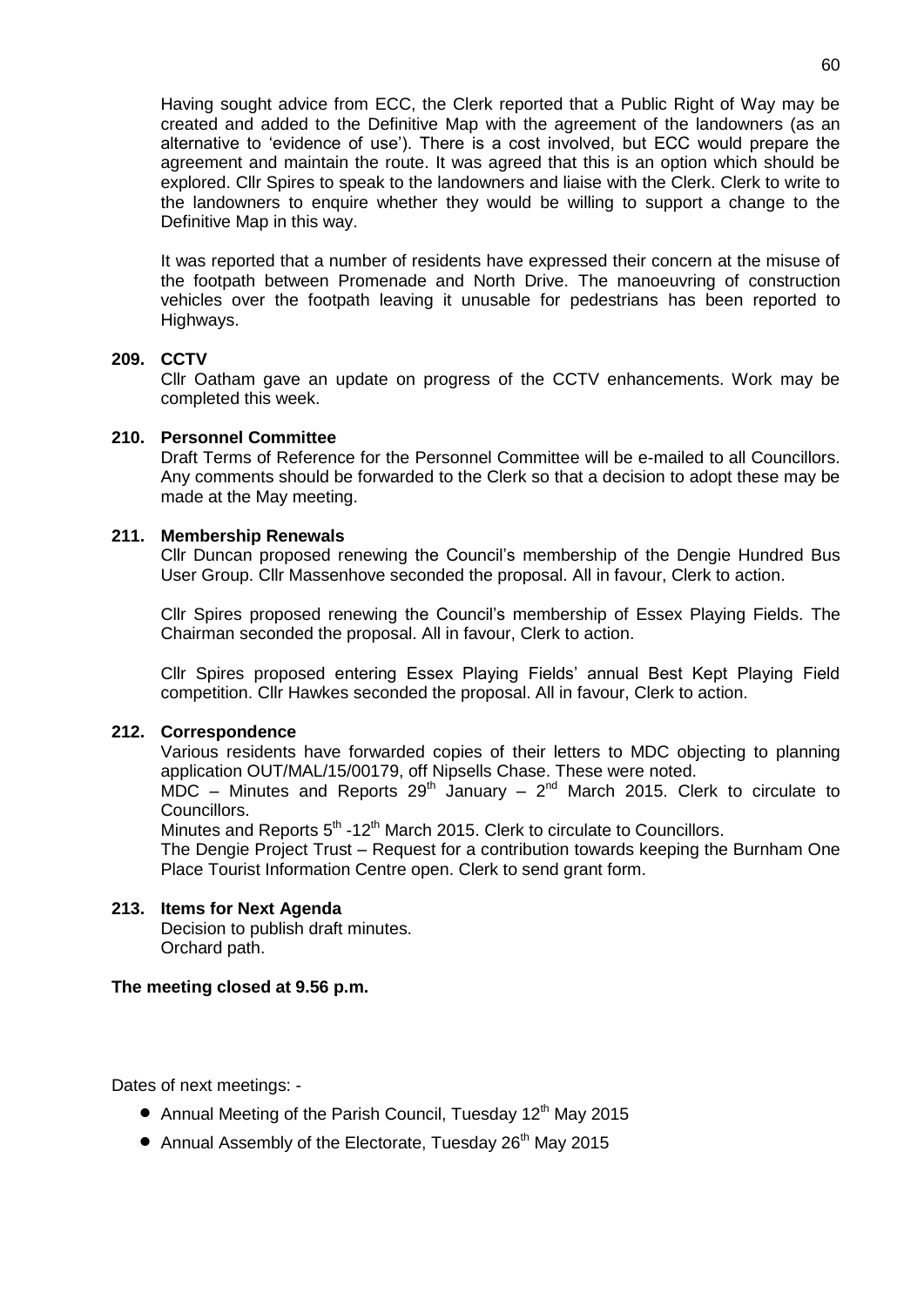Having sought advice from ECC, the Clerk reported that a Public Right of Way may be created and added to the Definitive Map with the agreement of the landowners (as an alternative to 'evidence of use'). There is a cost involved, but ECC would prepare the agreement and maintain the route. It was agreed that this is an option which should be explored. Cllr Spires to speak to the landowners and liaise with the Clerk. Clerk to write to the landowners to enquire whether they would be willing to support a change to the Definitive Map in this way.

It was reported that a number of residents have expressed their concern at the misuse of the footpath between Promenade and North Drive. The manoeuvring of construction vehicles over the footpath leaving it unusable for pedestrians has been reported to Highways.

**209. CCTV**

Cllr Oatham gave an update on progress of the CCTV enhancements. Work may be completed this week.

**210. Personnel Committee**

Draft Terms of Reference for the Personnel Committee will be e-mailed to all Councillors. Any comments should be forwarded to the Clerk so that a decision to adopt these may be made at the May meeting.

**211. Membership Renewals**

Cllr Duncan proposed renewing the Council's membership of the Dengie Hundred Bus User Group. Cllr Massenhove seconded the proposal. All in favour, Clerk to action.

Cllr Spires proposed renewing the Council's membership of Essex Playing Fields. The Chairman seconded the proposal. All in favour, Clerk to action.

Cllr Spires proposed entering Essex Playing Fields' annual Best Kept Playing Field competition. Cllr Hawkes seconded the proposal. All in favour, Clerk to action.

**212. Correspondence**

Various residents have forwarded copies of their letters to MDC objecting to planning application OUT/MAL/15/00179, off Nipsells Chase. These were noted.
MDC – Minutes and Reports 29th January – 2nd March 2015. Clerk to circulate to Councillors.
Minutes and Reports 5th -12th March 2015. Clerk to circulate to Councillors.
The Dengie Project Trust – Request for a contribution towards keeping the Burnham One Place Tourist Information Centre open. Clerk to send grant form.

**213. Items for Next Agenda**

Decision to publish draft minutes.
Orchard path.

**The meeting closed at 9.56 p.m.**

Dates of next meetings: -

- Annual Meeting of the Parish Council, Tuesday 12th May 2015
- Annual Assembly of the Electorate, Tuesday 26th May 2015